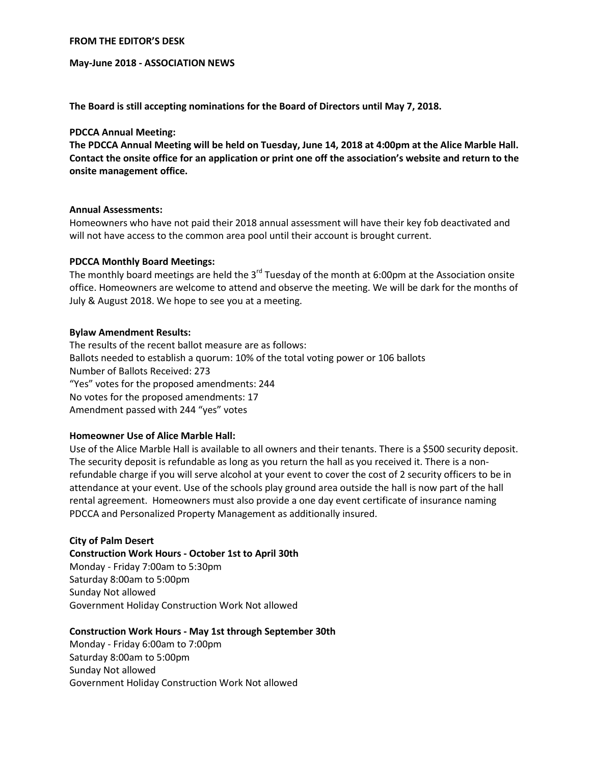**FROM THE EDITOR'S DESK**

**May-June 2018 - ASSOCIATION NEWS**

**The Board is still accepting nominations for the Board of Directors until May 7, 2018.**

**PDCCA Annual Meeting:**

**The PDCCA Annual Meeting will be held on Tuesday, June 14, 2018 at 4:00pm at the Alice Marble Hall. Contact the onsite office for an application or print one off the association's website and return to the onsite management office.**

**Annual Assessments:**

Homeowners who have not paid their 2018 annual assessment will have their key fob deactivated and will not have access to the common area pool until their account is brought current.

**PDCCA Monthly Board Meetings:**

The monthly board meetings are held the 3rd Tuesday of the month at 6:00pm at the Association onsite office. Homeowners are welcome to attend and observe the meeting. We will be dark for the months of July & August 2018. We hope to see you at a meeting.

**Bylaw Amendment Results:**

The results of the recent ballot measure are as follows:
Ballots needed to establish a quorum: 10% of the total voting power or 106 ballots
Number of Ballots Received: 273
"Yes" votes for the proposed amendments: 244
No votes for the proposed amendments: 17
Amendment passed with 244 "yes" votes

**Homeowner Use of Alice Marble Hall:**

Use of the Alice Marble Hall is available to all owners and their tenants. There is a $500 security deposit. The security deposit is refundable as long as you return the hall as you received it. There is a non-refundable charge if you will serve alcohol at your event to cover the cost of 2 security officers to be in attendance at your event. Use of the schools play ground area outside the hall is now part of the hall rental agreement. Homeowners must also provide a one day event certificate of insurance naming PDCCA and Personalized Property Management as additionally insured.

**City of Palm Desert**

**Construction Work Hours - October 1st to April 30th**

Monday - Friday 7:00am to 5:30pm
Saturday 8:00am to 5:00pm
Sunday Not allowed
Government Holiday Construction Work Not allowed

**Construction Work Hours - May 1st through September 30th**

Monday - Friday 6:00am to 7:00pm
Saturday 8:00am to 5:00pm
Sunday Not allowed
Government Holiday Construction Work Not allowed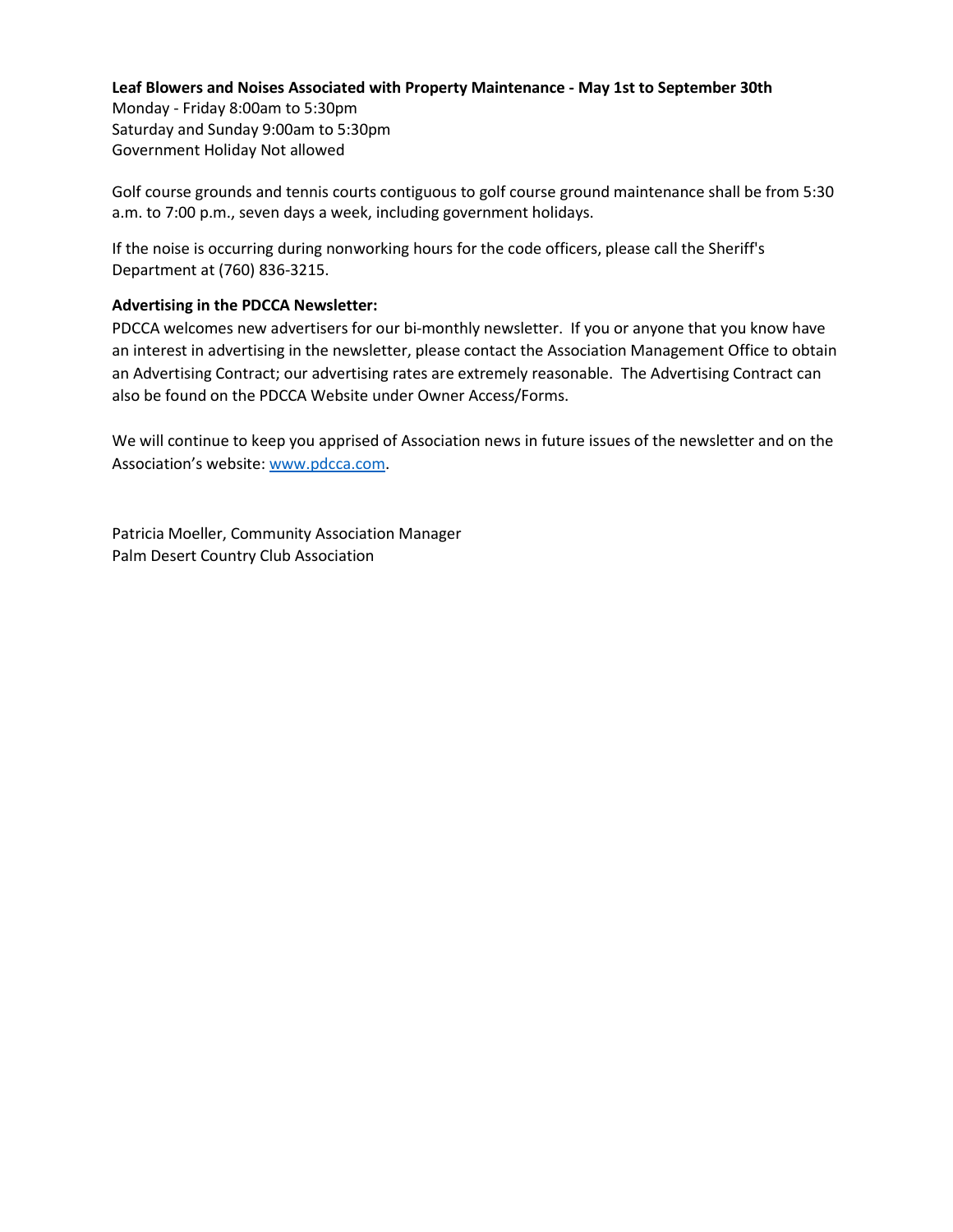**Leaf Blowers and Noises Associated with Property Maintenance - May 1st to September 30th**

Monday - Friday 8:00am to 5:30pm
Saturday and Sunday 9:00am to 5:30pm
Government Holiday Not allowed

Golf course grounds and tennis courts contiguous to golf course ground maintenance shall be from 5:30 a.m. to 7:00 p.m., seven days a week, including government holidays.

If the noise is occurring during nonworking hours for the code officers, please call the Sheriff's Department at (760) 836-3215.

**Advertising in the PDCCA Newsletter:**

PDCCA welcomes new advertisers for our bi-monthly newsletter. If you or anyone that you know have an interest in advertising in the newsletter, please contact the Association Management Office to obtain an Advertising Contract; our advertising rates are extremely reasonable. The Advertising Contract can also be found on the PDCCA Website under Owner Access/Forms.

We will continue to keep you apprised of Association news in future issues of the newsletter and on the Association's website: [www.pdcca.com](http://www.pdcca.com).

Patricia Moeller, Community Association Manager
Palm Desert Country Club Association